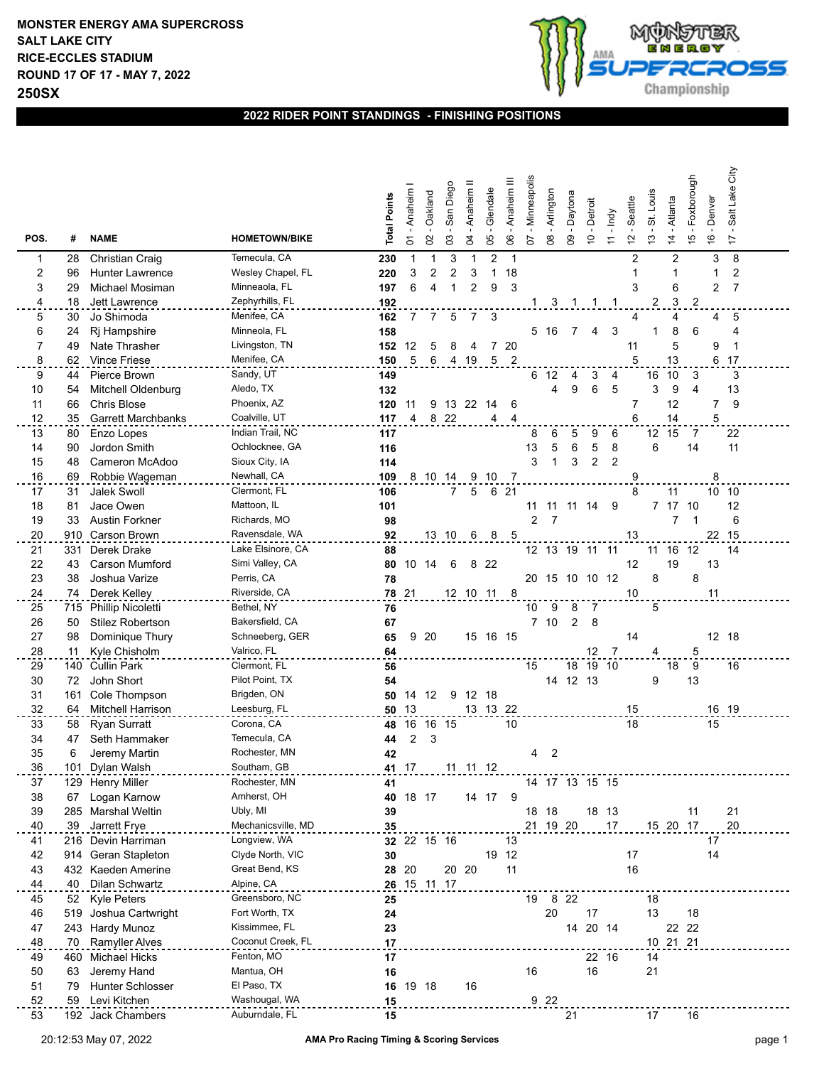# MONSTER ENERGY AMA SUPERCROSS

**SALT LAKE CITY**
**RICE-ECCLES STADIUM**
**ROUND 17 OF 17 - MAY 7, 2022**
**250SX**

## 2022 RIDER POINT STANDINGS - FINISHING POSITIONS

| POS. | # | NAME | HOMETOWN/BIKE | Total Points | 01 - Anaheim I | 02 - Oakland | 03 - San Diego | 04 - Anaheim II | 05 - Glendale | 06 - Anaheim III | 07 - Minneapolis | 08 - Arlington | 09 - Daytona | 10 - Detroit | 11 - Indy | 12 - Seattle | 13 - St. Louis | 14 - Atlanta | 15 - Foxborough | 16 - Denver | 17 - Salt Lake City |
|---|---|---|---|---|---|---|---|---|---|---|---|---|---|---|---|---|---|---|---|---|---|
| 1 | 28 | Christian Craig | Temecula, CA | **230** | 1 | 1 | 3 | 1 | 2 | 1 | | | | | | 2 | | 2 | | 3 | 8 |
| 2 | 96 | Hunter Lawrence | Wesley Chapel, FL | **220** | 3 | 2 | 2 | 3 | 1 | 18 | | | | | | 1 | | 1 | | 1 | 2 |
| 3 | 29 | Michael Mosiman | Minneaola, FL | **197** | 6 | 4 | 1 | 2 | 9 | 3 | | | | | | 3 | | 6 | | 2 | 7 |
| 4 | 18 | Jett Lawrence | Zephyrhills, FL | **192** | | | | | | | 1 | 3 | 1 | 1 | 1 | | 2 | 3 | 2 | | |
| 5 | 30 | Jo Shimoda | Menifee, CA | **162** | 7 | 7 | 5 | 7 | 3 | | | | | | | 4 | | 4 | | 4 | 5 |
| 6 | 24 | Rj Hampshire | Minneola, FL | **158** | | | | | | | 5 | 16 | 7 | 4 | 3 | | 1 | 8 | 6 | | 4 |
| 7 | 49 | Nate Thrasher | Livingston, TN | **152** | 12 | 5 | 8 | 4 | 7 | 20 | | | | | | 11 | | 5 | | 9 | 1 |
| 8 | 62 | Vince Friese | Menifee, CA | **150** | 5 | 6 | 4 | 19 | 5 | 2 | | | | | | 5 | | 13 | | 6 | 17 |
| 9 | 44 | Pierce Brown | Sandy, UT | **149** | | | | | | | 6 | 12 | 4 | 3 | 4 | | 16 | 10 | 3 | | 3 |
| 10 | 54 | Mitchell Oldenburg | Aledo, TX | **132** | | | | | | | | 4 | 9 | 6 | 5 | | 3 | 9 | 4 | | 13 |
| 11 | 66 | Chris Blose | Phoenix, AZ | **120** | 11 | 9 | 13 | 22 | 14 | 6 | | | | | | 7 | | 12 | | 7 | 9 |
| 12 | 35 | Garrett Marchbanks | Coalville, UT | **117** | 4 | 8 | 22 | | 4 | 4 | | | | | | 6 | | 14 | | 5 | |
| 13 | 80 | Enzo Lopes | Indian Trail, NC | **117** | | | | | | | 8 | 6 | 5 | 9 | 6 | | 12 | 15 | 7 | | 22 |
| 14 | 90 | Jordon Smith | Ochlocknee, GA | **116** | | | | | | | 13 | 5 | 6 | 5 | 8 | | 6 | | 14 | | 11 |
| 15 | 48 | Cameron McAdoo | Sioux City, IA | **114** | | | | | | | 3 | 1 | 3 | 2 | 2 | | | | | | |
| 16 | 69 | Robbie Wageman | Newhall, CA | **109** | 8 | 10 | 14 | 9 | 10 | 7 | | | | | | 9 | | | | 8 | |
| 17 | 31 | Jalek Swoll | Clermont, FL | **106** | | | 7 | 5 | 6 | 21 | | | | | | 8 | | 11 | | 10 | 10 |
| 18 | 81 | Jace Owen | Mattoon, IL | **101** | | | | | | | 11 | 11 | 11 | 14 | 9 | | 7 | 17 | 10 | | 12 |
| 19 | 33 | Austin Forkner | Richards, MO | **98** | | | | | | | 2 | 7 | | | | | | 7 | 1 | | 6 |
| 20 | 910 | Carson Brown | Ravensdale, WA | **92** | | 13 | 10 | 6 | 8 | 5 | | | | | | 13 | | | | 22 | 15 |
| 21 | 331 | Derek Drake | Lake Elsinore, CA | **88** | | | | | | | 12 | 13 | 19 | 11 | 11 | | 11 | 16 | 12 | | 14 |
| 22 | 43 | Carson Mumford | Simi Valley, CA | **80** | 10 | 14 | 6 | 8 | 22 | | | | | | | 12 | | 19 | | 13 | |
| 23 | 38 | Joshua Varize | Perris, CA | **78** | | | | | | | 20 | 15 | 10 | 10 | 12 | | 8 | | 8 | | |
| 24 | 74 | Derek Kelley | Riverside, CA | **78** | 21 | | 12 | 10 | 11 | 8 | | | | | | 10 | | | | 11 | |
| 25 | 715 | Phillip Nicoletti | Bethel, NY | **76** | | | | | | | 10 | 9 | 8 | 7 | | | 5 | | | | |
| 26 | 50 | Stilez Robertson | Bakersfield, CA | **67** | | | | | | | 7 | 10 | 2 | 8 | | | | | | | |
| 27 | 98 | Dominique Thury | Schneeberg, GER | **65** | 9 | 20 | | 15 | 16 | 15 | | | | | | 14 | | | | 12 | 18 |
| 28 | 11 | Kyle Chisholm | Valrico, FL | **64** | | | | | | | | | | 12 | 7 | | 4 | | 5 | | |
| 29 | 140 | Cullin Park | Clermont, FL | **56** | | | | | | | 15 | | 18 | 19 | 10 | | | 18 | 9 | | 16 |
| 30 | 72 | John Short | Pilot Point, TX | **54** | | | | | | | | 14 | 12 | 13 | | | 9 | | 13 | | |
| 31 | 161 | Cole Thompson | Brigden, ON | **50** | 14 | 12 | 9 | 12 | 18 | | | | | | | | | | | | |
| 32 | 64 | Mitchell Harrison | Leesburg, FL | **50** | 13 | | | 13 | 13 | 22 | | | | | | 15 | | | | 16 | 19 |
| 33 | 58 | Ryan Surratt | Corona, CA | **48** | 16 | 16 | 15 | | | 10 | | | | | | 18 | | | | 15 | |
| 34 | 47 | Seth Hammaker | Temecula, CA | **44** | 2 | 3 | | | | | | | | | | | | | | | |
| 35 | 6 | Jeremy Martin | Rochester, MN | **42** | | | | | | | 4 | 2 | | | | | | | | | |
| 36 | 101 | Dylan Walsh | Southam, GB | **41** | 17 | | 11 | 11 | 12 | | | | | | | | | | | | |
| 37 | 129 | Henry Miller | Rochester, MN | **41** | | | | | | | 14 | 17 | 13 | 15 | 15 | | | | | | |
| 38 | 67 | Logan Karnow | Amherst, OH | **40** | 18 | 17 | | 14 | 17 | 9 | | | | | | | | | | | |
| 39 | 285 | Marshal Weltin | Ubly, MI | **39** | | | | | | | 18 | 18 | | 18 | 13 | | | | 11 | | 21 |
| 40 | 39 | Jarrett Frye | Mechanicsville, MD | **35** | | | | | | | 21 | 19 | 20 | | 17 | | 15 | 20 | 17 | | 20 |
| 41 | 216 | Devin Harriman | Longview, WA | **32** | 22 | 15 | 16 | | | 13 | | | | | | | | | | 17 | |
| 42 | 914 | Geran Stapleton | Clyde North, VIC | **30** | | | | | 19 | 12 | | | | | | 17 | | | | 14 | |
| 43 | 432 | Kaeden Amerine | Great Bend, KS | **28** | 20 | | 20 | 20 | | 11 | | | | | | 16 | | | | | |
| 44 | 40 | Dilan Schwartz | Alpine, CA | **26** | 15 | 11 | 17 | | | | | | | | | | | | | | |
| 45 | 52 | Kyle Peters | Greensboro, NC | **25** | | | | | | | 19 | 8 | 22 | | | | 18 | | | | |
| 46 | 519 | Joshua Cartwright | Fort Worth, TX | **24** | | | | | | | | 20 | | 17 | | | 13 | | 18 | | |
| 47 | 243 | Hardy Munoz | Kissimmee, FL | **23** | | | | | | | | | 14 | 20 | 14 | | | 22 | 22 | | |
| 48 | 70 | Ramyller Alves | Coconut Creek, FL | **17** | | | | | | | | | | | | | 10 | 21 | 21 | | |
| 49 | 460 | Michael Hicks | Fenton, MO | **17** | | | | | | | | | | 22 | 16 | | 14 | | | | |
| 50 | 63 | Jeremy Hand | Mantua, OH | **16** | | | | | | | 16 | | | 16 | | | 21 | | | | |
| 51 | 79 | Hunter Schlosser | El Paso, TX | **16** | 19 | 18 | | 16 | | | | | | | | | | | | | |
| 52 | 59 | Levi Kitchen | Washougal, WA | **15** | | | | | | | 9 | 22 | | | | | | | | | |
| 53 | 192 | Jack Chambers | Auburndale, FL | **15** | | | | | | | | | 21 | | | | 17 | | 16 | | |

20:12:53 May 07, 2022 — AMA Pro Racing Timing & Scoring Services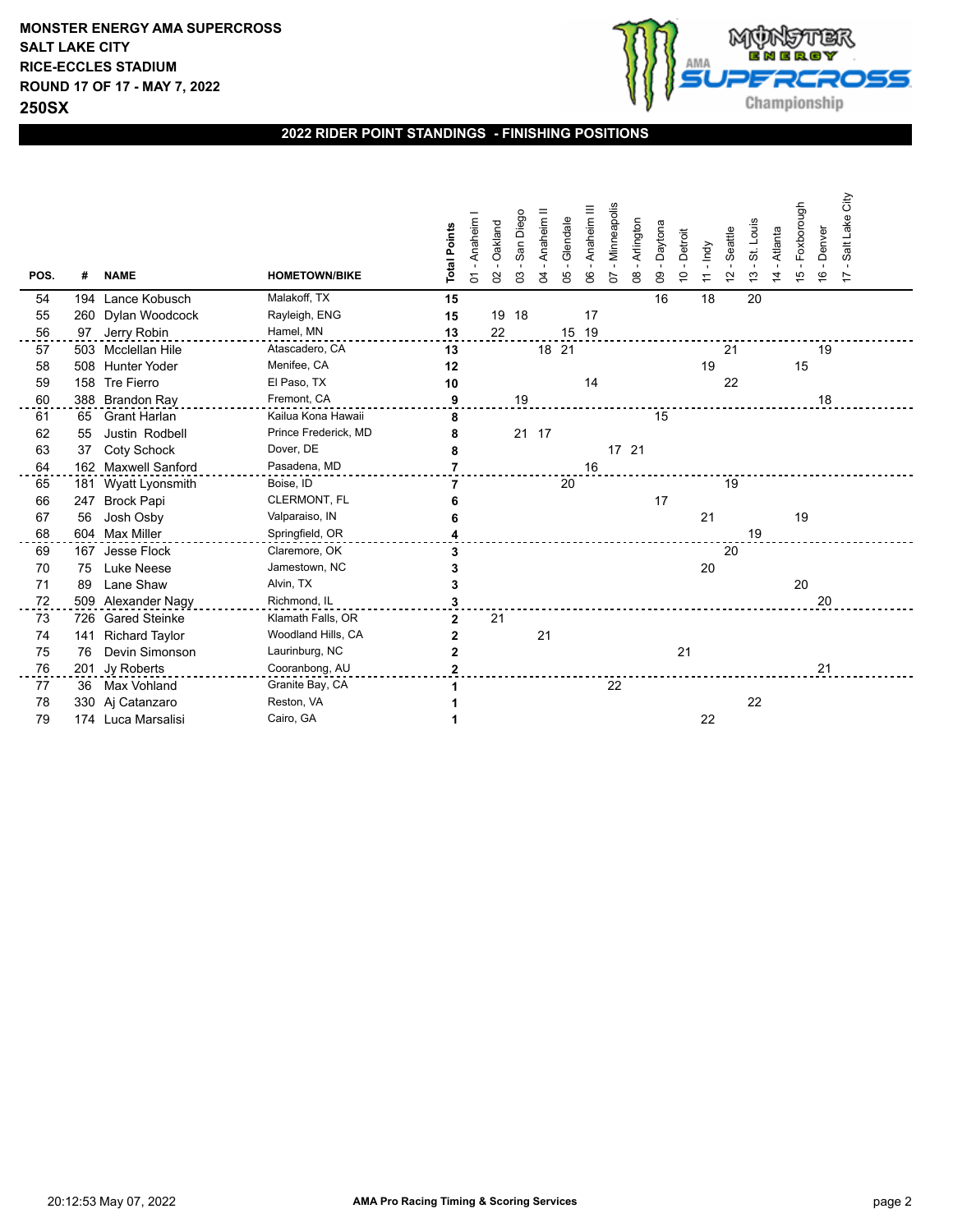**MONSTER ENERGY AMA SUPERCROSS**
**SALT LAKE CITY**
**RICE-ECCLES STADIUM**
**ROUND 17 OF 17 - MAY 7, 2022**
**250SX**

## 2022 RIDER POINT STANDINGS - FINISHING POSITIONS

| POS. | # | NAME | HOMETOWN/BIKE | Total Points | 01 - Anaheim I | 02 - Oakland | 03 - San Diego | 04 - Anaheim II | 05 - Glendale | 06 - Anaheim III | 07 - Minneapolis | 08 - Arlington | 09 - Daytona | 10 - Detroit | 11 - Indy | 12 - Seattle | 13 - St. Louis | 14 - Atlanta | 15 - Foxborough | 16 - Denver | 17 - Salt Lake City |
|---|---|---|---|---|---|---|---|---|---|---|---|---|---|---|---|---|---|---|---|---|---|
| 54 | 194 | Lance Kobusch | Malakoff, TX | 15 | | | | | | | | | 16 | | 18 | | 20 | | | | |
| 55 | 260 | Dylan Woodcock | Rayleigh, ENG | 15 | | 19 | 18 | | | 17 | | | | | | | | | | | |
| 56 | 97 | Jerry Robin | Hamel, MN | 13 | | 22 | | | 15 | 19 | | | | | | | | | | | |
| 57 | 503 | Mcclellan Hile | Atascadero, CA | 13 | | | | 18 | 21 | | | | | | | 21 | | | | 19 | |
| 58 | 508 | Hunter Yoder | Menifee, CA | 12 | | | | | | | | | | | 19 | | | | 15 | | |
| 59 | 158 | Tre Fierro | El Paso, TX | 10 | | | | | | 14 | | | | | | 22 | | | | | |
| 60 | 388 | Brandon Ray | Fremont, CA | 9 | | | 19 | | | | | | | | | | | | | 18 | |
| 61 | 65 | Grant Harlan | Kailua Kona Hawaii | 8 | | | | | | | | | 15 | | | | | | | | |
| 62 | 55 | Justin Rodbell | Prince Frederick, MD | 8 | | | 21 | 17 | | | | | | | | | | | | | |
| 63 | 37 | Coty Schock | Dover, DE | 8 | | | | | | | 17 | 21 | | | | | | | | | |
| 64 | 162 | Maxwell Sanford | Pasadena, MD | 7 | | | | | | 16 | | | | | | | | | | | |
| 65 | 181 | Wyatt Lyonsmith | Boise, ID | 7 | | | | | 20 | | | | | | | 19 | | | | | |
| 66 | 247 | Brock Papi | CLERMONT, FL | 6 | | | | | | | | | 17 | | | | | | | | |
| 67 | 56 | Josh Osby | Valparaiso, IN | 6 | | | | | | | | | | | 21 | | | | 19 | | |
| 68 | 604 | Max Miller | Springfield, OR | 4 | | | | | | | | | | | | | 19 | | | | |
| 69 | 167 | Jesse Flock | Claremore, OK | 3 | | | | | | | | | | | | 20 | | | | | |
| 70 | 75 | Luke Neese | Jamestown, NC | 3 | | | | | | | | | | | 20 | | | | | | |
| 71 | 89 | Lane Shaw | Alvin, TX | 3 | | | | | | | | | | | | | | | 20 | | |
| 72 | 509 | Alexander Nagy | Richmond, IL | 3 | | | | | | | | | | | | | | | | 20 | |
| 73 | 726 | Gared Steinke | Klamath Falls, OR | 2 | | 21 | | | | | | | | | | | | | | | |
| 74 | 141 | Richard Taylor | Woodland Hills, CA | 2 | | | | 21 | | | | | | | | | | | | | |
| 75 | 76 | Devin Simonson | Laurinburg, NC | 2 | | | | | | | | | | 21 | | | | | | | |
| 76 | 201 | Jy Roberts | Cooranbong, AU | 2 | | | | | | | | | | | | | | | | 21 | |
| 77 | 36 | Max Vohland | Granite Bay, CA | 1 | | | | | | | 22 | | | | | | | | | | |
| 78 | 330 | Aj Catanzaro | Reston, VA | 1 | | | | | | | | | | | | | 22 | | | | |
| 79 | 174 | Luca Marsalisi | Cairo, GA | 1 | | | | | | | | | | | 22 | | | | | | |

20:12:53 May 07, 2022

**AMA Pro Racing Timing & Scoring Services**